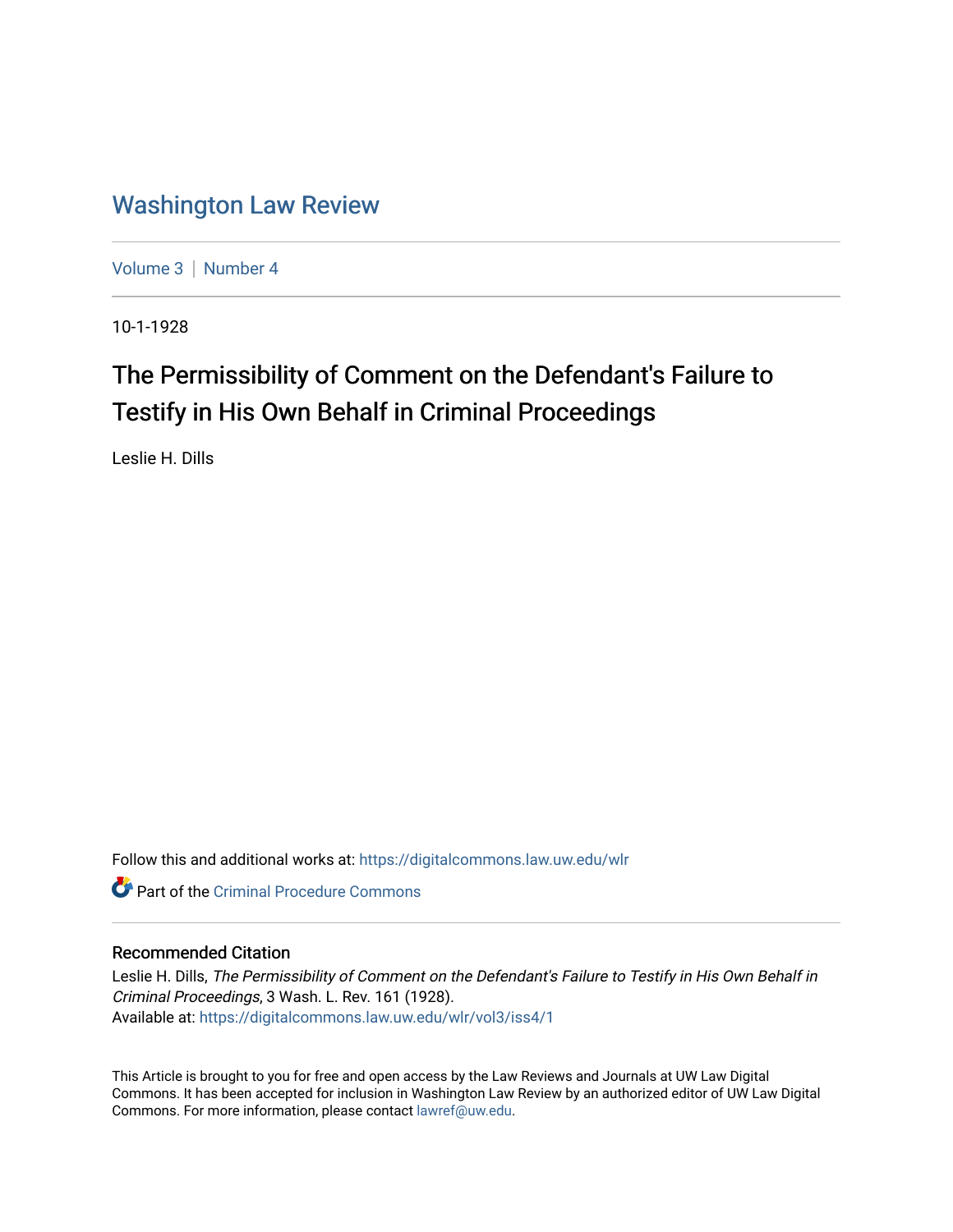# Washington Law Review

Volume 3 | Number 4

10-1-1928

## The Permissibility of Comment on the Defendant's Failure to Testify in His Own Behalf in Criminal Proceedings

Leslie H. Dills

Follow this and additional works at: https://digitalcommons.law.uw.edu/wlr

Part of the Criminal Procedure Commons

### Recommended Citation

Leslie H. Dills, *The Permissibility of Comment on the Defendant's Failure to Testify in His Own Behalf in Criminal Proceedings*, 3 Wash. L. Rev. 161 (1928).
Available at: https://digitalcommons.law.uw.edu/wlr/vol3/iss4/1

This Article is brought to you for free and open access by the Law Reviews and Journals at UW Law Digital Commons. It has been accepted for inclusion in Washington Law Review by an authorized editor of UW Law Digital Commons. For more information, please contact lawref@uw.edu.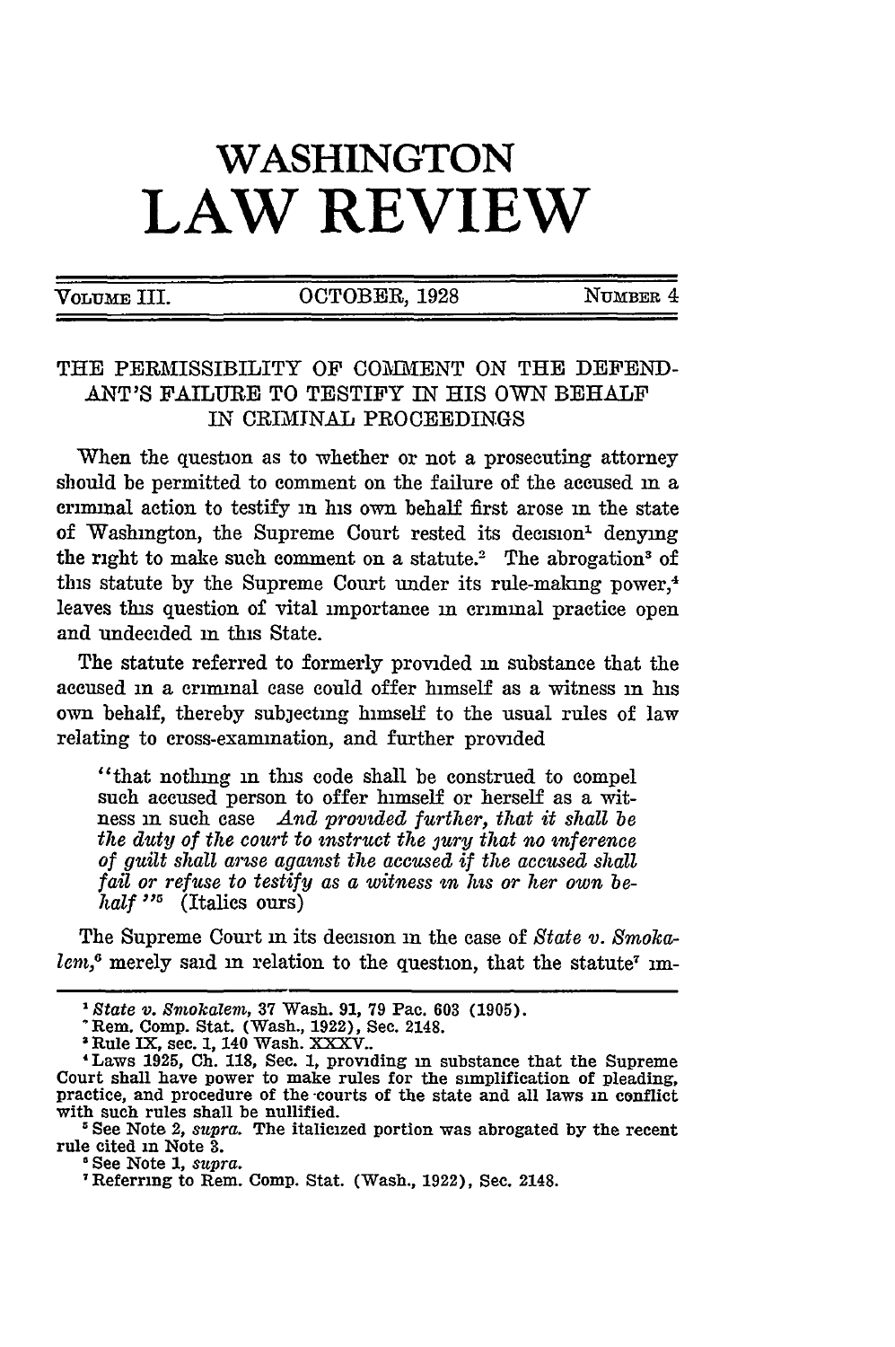# WASHINGTON LAW REVIEW

VOLUME III. OCTOBER, 1928 NUMBER 4

## THE PERMISSIBILITY OF COMMENT ON THE DEFENDANT'S FAILURE TO TESTIFY IN HIS OWN BEHALF IN CRIMINAL PROCEEDINGS

When the question as to whether or not a prosecuting attorney should be permitted to comment on the failure of the accused in a criminal action to testify in his own behalf first arose in the state of Washington, the Supreme Court rested its decision[1] denying the right to make such comment on a statute.[2] The abrogation[3] of this statute by the Supreme Court under its rule-making power,[4] leaves this question of vital importance in criminal practice open and undecided in this State.

The statute referred to formerly provided in substance that the accused in a criminal case could offer himself as a witness in his own behalf, thereby subjecting himself to the usual rules of law relating to cross-examination, and further provided

> "that nothing in this code shall be construed to compel such accused person to offer himself or herself as a witness in such case *And provided further, that it shall be the duty of the court to instruct the jury that no inference of guilt shall arise against the accused if the accused shall fail or refuse to testify as a witness in his or her own behalf* "[5] (Italics ours)

The Supreme Court in its decision in the case of *State v. Smokalem*,[6] merely said in relation to the question, that the statute[7] im-

---

[1] *State v. Smokalem*, 37 Wash. 91, 79 Pac. 603 (1905).

[2] Rem. Comp. Stat. (Wash., 1922), Sec. 2148.

[3] Rule IX, sec. 1, 140 Wash. XXXV..

[4] Laws 1925, Ch. 118, Sec. 1, providing in substance that the Supreme Court shall have power to make rules for the simplification of pleading, practice, and procedure of the courts of the state and all laws in conflict with such rules shall be nullified.

[5] See Note 2, *supra*. The italicized portion was abrogated by the recent rule cited in Note 3.

[6] See Note 1, *supra*.

[7] Referring to Rem. Comp. Stat. (Wash., 1922), Sec. 2148.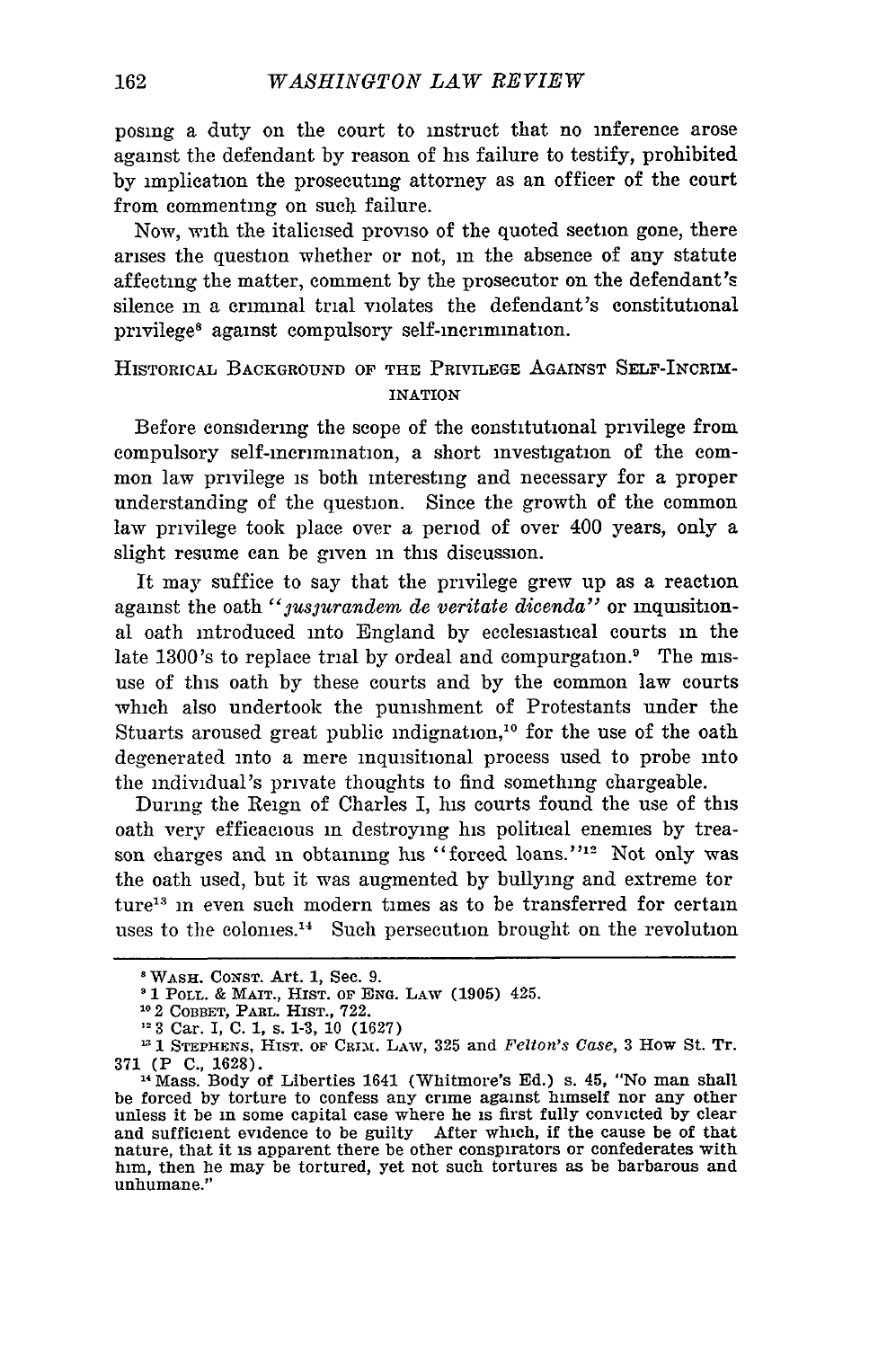posing a duty on the court to instruct that no inference arose against the defendant by reason of his failure to testify, prohibited by implication the prosecuting attorney as an officer of the court from commenting on such failure.

Now, with the italicised proviso of the quoted section gone, there arises the question whether or not, in the absence of any statute affecting the matter, comment by the prosecutor on the defendant's silence in a criminal trial violates the defendant's constitutional privilege[8] against compulsory self-incrimination.

## HISTORICAL BACKGROUND OF THE PRIVILEGE AGAINST SELF-INCRIMINATION

Before considering the scope of the constitutional privilege from compulsory self-incrimination, a short investigation of the common law privilege is both interesting and necessary for a proper understanding of the question. Since the growth of the common law privilege took place over a period of over 400 years, only a slight resume can be given in this discussion.

It may suffice to say that the privilege grew up as a reaction against the oath *"jusjurandem de veritate dicenda"* or inquisitional oath introduced into England by ecclesiastical courts in the late 1300's to replace trial by ordeal and compurgation.[9] The misuse of this oath by these courts and by the common law courts which also undertook the punishment of Protestants under the Stuarts aroused great public indignation,[10] for the use of the oath degenerated into a mere inquisitional process used to probe into the individual's private thoughts to find something chargeable.

During the Reign of Charles I, his courts found the use of this oath very efficacious in destroying his political enemies by treason charges and in obtaining his "forced loans."[12] Not only was the oath used, but it was augmented by bullying and extreme torture[13] in even such modern times as to be transferred for certain uses to the colonies.[14] Such persecution brought on the revolution

---

[8] WASH. CONST. Art. 1, Sec. 9.

[9] 1 POLL. & MAIT., HIST. OF ENG. LAW (1905) 425.

[10] 2 COBBET, PARL. HIST., 722.

[12] 3 Car. I, C. 1, s. 1-3, 10 (1627)

[13] 1 STEPHENS, HIST. OF CRIM. LAW, 325 and *Felton's Case*, 3 How St. Tr. 371 (P C., 1628).

[14] Mass. Body of Liberties 1641 (Whitmore's Ed.) s. 45, "No man shall be forced by torture to confess any crime against himself nor any other unless it be in some capital case where he is first fully convicted by clear and sufficient evidence to be guilty After which, if the cause be of that nature, that it is apparent there be other conspirators or confederates with him, then he may be tortured, yet not such tortures as be barbarous and unhumane."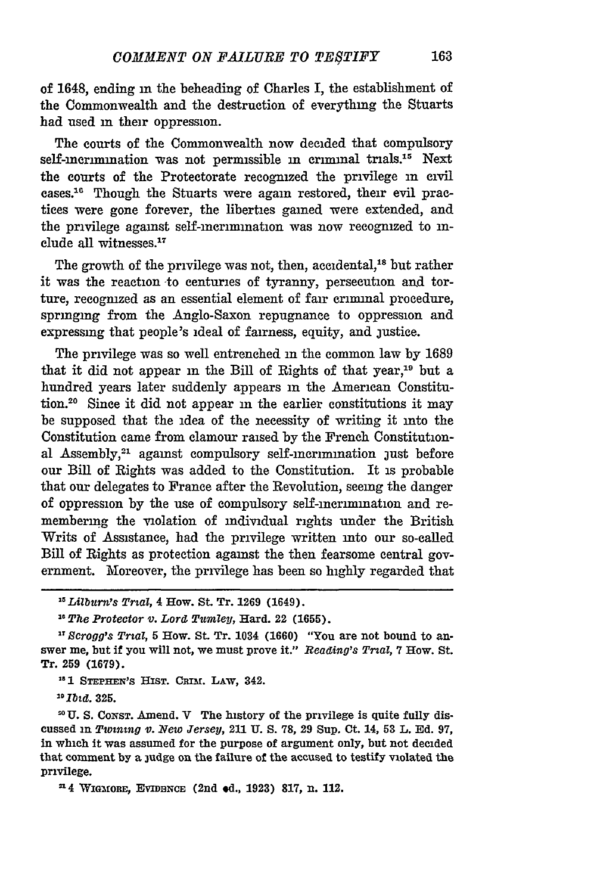of 1648, ending in the beheading of Charles I, the establishment of the Commonwealth and the destruction of everything the Stuarts had used in their oppression.

The courts of the Commonwealth now decided that compulsory self-incrimination was not permissible in criminal trials.[15] Next the courts of the Protectorate recognized the privilege in civil cases.[16] Though the Stuarts were again restored, their evil practices were gone forever, the liberties gained were extended, and the privilege against self-incrimination was now recognized to include all witnesses.[17]

The growth of the privilege was not, then, accidental,[18] but rather it was the reaction to centuries of tyranny, persecution and torture, recognized as an essential element of fair criminal procedure, springing from the Anglo-Saxon repugnance to oppression and expressing that people's ideal of fairness, equity, and justice.

The privilege was so well entrenched in the common law by 1689 that it did not appear in the Bill of Rights of that year,[19] but a hundred years later suddenly appears in the American Constitution.[20] Since it did not appear in the earlier constitutions it may be supposed that the idea of the necessity of writing it into the Constitution came from clamour raised by the French Constitutional Assembly,[21] against compulsory self-incrimination just before our Bill of Rights was added to the Constitution. It is probable that our delegates to France after the Revolution, seeing the danger of oppression by the use of compulsory self-incrimination and remembering the violation of individual rights under the British Writs of Assistance, had the privilege written into our so-called Bill of Rights as protection against the then fearsome central government. Moreover, the privilege has been so highly regarded that

---

[15] *Lilburn's Trial*, 4 How. St. Tr. 1269 (1649).

[16] *The Protector v. Lord Tumley*, Hard. 22 (1655).

[17] *Scrogg's Trial*, 5 How. St. Tr. 1034 (1660) "You are not bound to answer me, but if you will not, we must prove it." *Reading's Trial*, 7 How. St. Tr. 259 (1679).

[18] 1 STEPHEN'S HIST. CRIM. LAW, 342.

[19] *Ibid.* 325.

[20] U. S. CONST. Amend. V The history of the privilege is quite fully discussed in *Twining v. New Jersey*, 211 U. S. 78, 29 Sup. Ct. 14, 53 L. Ed. 97, in which it was assumed for the purpose of argument only, but not decided that comment by a judge on the failure of the accused to testify violated the privilege.

[21] 4 WIGMORE, EVIDENCE (2nd ed., 1923) 817, n. 112.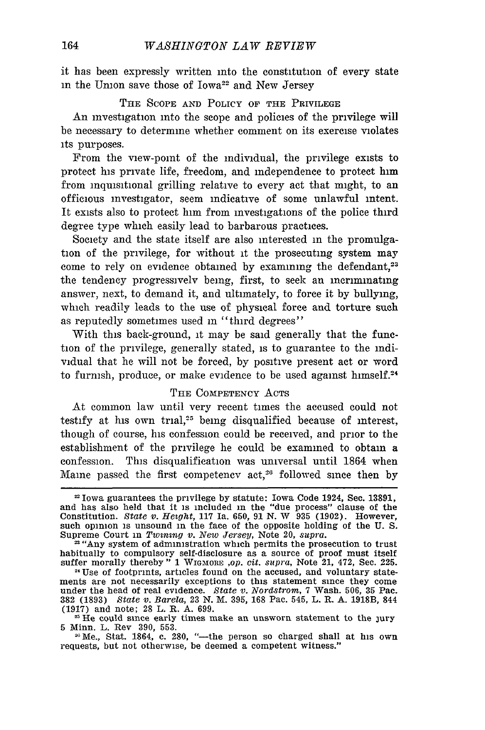it has been expressly written into the constitution of every state in the Union save those of Iowa[22] and New Jersey

## THE SCOPE AND POLICY OF THE PRIVILEGE

An investigation into the scope and policies of the privilege will be necessary to determine whether comment on its exercise violates its purposes.

From the view-point of the individual, the privilege exists to protect his private life, freedom, and independence to protect him from inquisitional grilling relative to every act that might, to an officious investigator, seem indicative of some unlawful intent. It exists also to protect him from investigations of the police third degree type which easily lead to barbarous practices.

Society and the state itself are also interested in the promulgation of the privilege, for without it the prosecuting system may come to rely on evidence obtained by examining the defendant,[23] the tendency progressively being, first, to seek an incriminating answer, next, to demand it, and ultimately, to force it by bullying, which readily leads to the use of physical force and torture such as reputedly sometimes used in "third degrees"

With this back-ground, it may be said generally that the function of the privilege, generally stated, is to guarantee to the individual that he will not be forced, by positive present act or word to furnish, produce, or make evidence to be used against himself.[24]

## THE COMPETENCY ACTS

At common law until very recent times the accused could not testify at his own trial,[25] being disqualified because of interest, though of course, his confession could be received, and prior to the establishment of the privilege he could be examined to obtain a confession. This disqualification was universal until 1864 when Maine passed the first competency act,[26] followed since then by

---

[22] Iowa guarantees the privilege by statute: Iowa Code 1924, Sec. 13891, and has also held that it is included in the "due process" clause of the Constitution. *State v. Height*, 117 Ia. 650, 91 N. W 935 (1902). However, such opinion is unsound in the face of the opposite holding of the U. S. Supreme Court in *Twining v. New Jersey*, Note 20, *supra*.

[23] "Any system of administration which permits the prosecution to trust habitually to compulsory self-disclosure as a source of proof must itself suffer morally thereby" 1 WIGMORE ,*op. cit. supra*, Note 21, 472, Sec. 225.

[24] Use of footprints, articles found on the accused, and voluntary statements are not necessarily exceptions to this statement since they come under the head of real evidence. *State v. Nordstrom*, 7 Wash. 506, 35 Pac. 382 (1893) *State v. Barela*, 23 N. M. 395, 168 Pac. 545, L. R. A. 1918B, 844 (1917) and note; 28 L. R. A. 699.

[25] He could since early times make an unsworn statement to the jury 5 Minn. L. Rev 390, 553.

[26] Me., Stat. 1864, c. 280, "—the person so charged shall at his own requests, but not otherwise, be deemed a competent witness."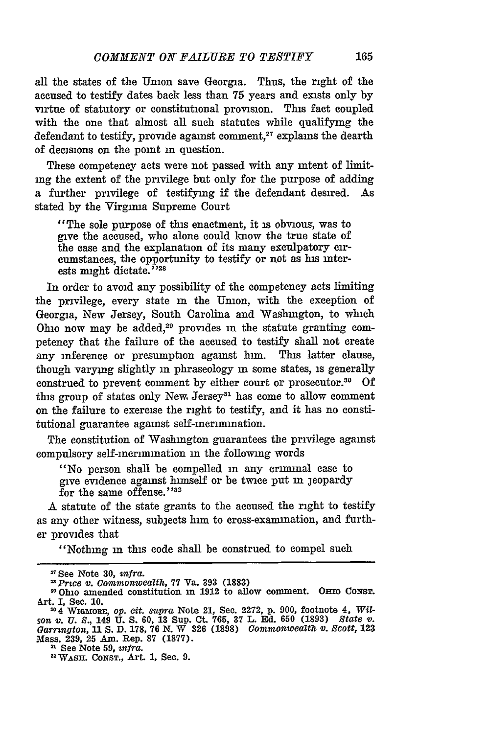all the states of the Union save Georgia. Thus, the right of the accused to testify dates back less than 75 years and exists only by virtue of statutory or constitutional provision. This fact coupled with the one that almost all such statutes while qualifying the defendant to testify, provide against comment,[27] explains the dearth of decisions on the point in question.

These competency acts were not passed with any intent of limiting the extent of the privilege but only for the purpose of adding a further privilege of testifying if the defendant desired. As stated by the Virginia Supreme Court

> "The sole purpose of this enactment, it is obvious, was to give the accused, who alone could know the true state of the case and the explanation of its many exculpatory circumstances, the opportunity to testify or not as his interests might dictate."[28]

In order to avoid any possibility of the competency acts limiting the privilege, every state in the Union, with the exception of Georgia, New Jersey, South Carolina and Washington, to which Ohio now may be added,[29] provides in the statute granting competency that the failure of the accused to testify shall not create any inference or presumption against him. This latter clause, though varying slightly in phraseology in some states, is generally construed to prevent comment by either court or prosecutor.[30] Of this group of states only New Jersey[31] has come to allow comment on the failure to exercise the right to testify, and it has no constitutional guarantee against self-incrimination.

The constitution of Washington guarantees the privilege against compulsory self-incrimination in the following words

> "No person shall be compelled in any criminal case to give evidence against himself or be twice put in jeopardy for the same offense."[32]

A statute of the state grants to the accused the right to testify as any other witness, subjects him to cross-examination, and further provides that

> "Nothing in this code shall be construed to compel such

---

[27] See Note 30, *infra.*

[28] *Price v. Commonwealth*, 77 Va. 393 (1883)

[29] Ohio amended constitution in 1912 to allow comment. OHIO CONST. Art. I, Sec. 10.

[30] 4 WIGMORE, *op. cit. supra* Note 21, Sec. 2272, p. 900, footnote 4, *Wilson v. U. S.*, 149 U. S. 60, 13 Sup. Ct. 765, 37 L. Ed. 650 (1893) *State v. Garrington*, 11 S. D. 178, 76 N. W 326 (1898) *Commonwealth v. Scott*, 123 Mass. 239, 25 Am. Rep. 87 (1877).

[31] See Note 59, *infra.*

[32] WASH. CONST., Art. 1, Sec. 9.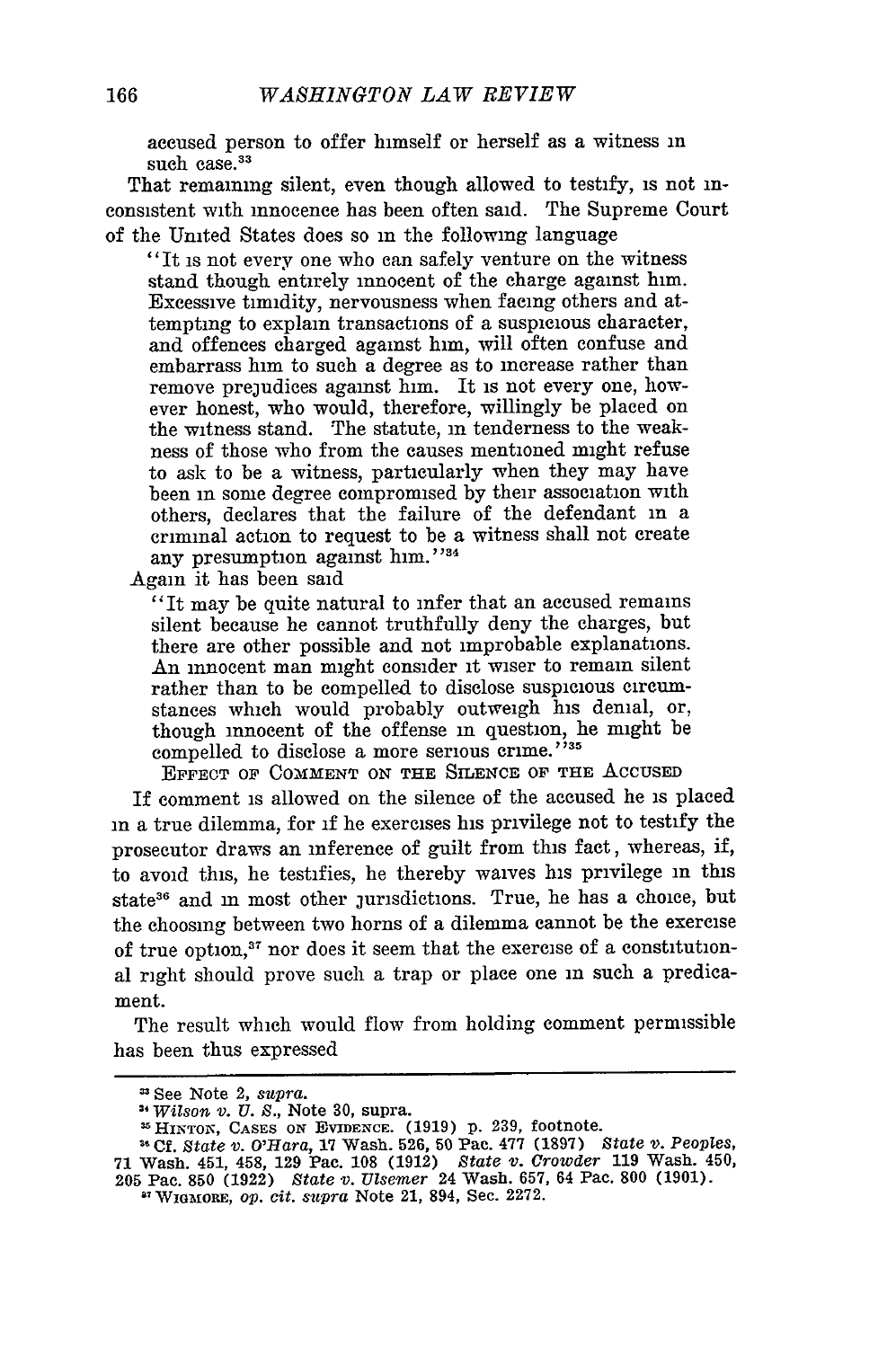accused person to offer himself or herself as a witness in such case.[33]

That remaining silent, even though allowed to testify, is not inconsistent with innocence has been often said. The Supreme Court of the United States does so in the following language

> "It is not every one who can safely venture on the witness stand though entirely innocent of the charge against him. Excessive timidity, nervousness when facing others and attempting to explain transactions of a suspicious character, and offences charged against him, will often confuse and embarrass him to such a degree as to increase rather than remove prejudices against him. It is not every one, however honest, who would, therefore, willingly be placed on the witness stand. The statute, in tenderness to the weakness of those who from the causes mentioned might refuse to ask to be a witness, particularly when they may have been in some degree compromised by their association with others, declares that the failure of the defendant in a criminal action to request to be a witness shall not create any presumption against him."[34]

Again it has been said

> "It may be quite natural to infer that an accused remains silent because he cannot truthfully deny the charges, but there are other possible and not improbable explanations. An innocent man might consider it wiser to remain silent rather than to be compelled to disclose suspicious circumstances which would probably outweigh his denial, or, though innocent of the offense in question, he might be compelled to disclose a more serious crime."[35]

### EFFECT OF COMMENT ON THE SILENCE OF THE ACCUSED

If comment is allowed on the silence of the accused he is placed in a true dilemma, for if he exercises his privilege not to testify the prosecutor draws an inference of guilt from this fact, whereas, if, to avoid this, he testifies, he thereby waives his privilege in this state[36] and in most other jurisdictions. True, he has a choice, but the choosing between two horns of a dilemma cannot be the exercise of true option,[37] nor does it seem that the exercise of a constitutional right should prove such a trap or place one in such a predicament.

The result which would flow from holding comment permissible has been thus expressed

---

[33] See Note 2, *supra*.

[34] *Wilson v. U. S.*, Note 30, supra.

[35] HINTON, CASES ON EVIDENCE. (1919) p. 239, footnote.

[36] Cf. *State v. O'Hara*, 17 Wash. 526, 50 Pac. 477 (1897) *State v. Peoples*, 71 Wash. 451, 458, 129 Pac. 108 (1912) *State v. Crowder* 119 Wash. 450, 205 Pac. 850 (1922) *State v. Ulsemer* 24 Wash. 657, 64 Pac. 800 (1901).

[37] WIGMORE, *op. cit. supra* Note 21, 894, Sec. 2272.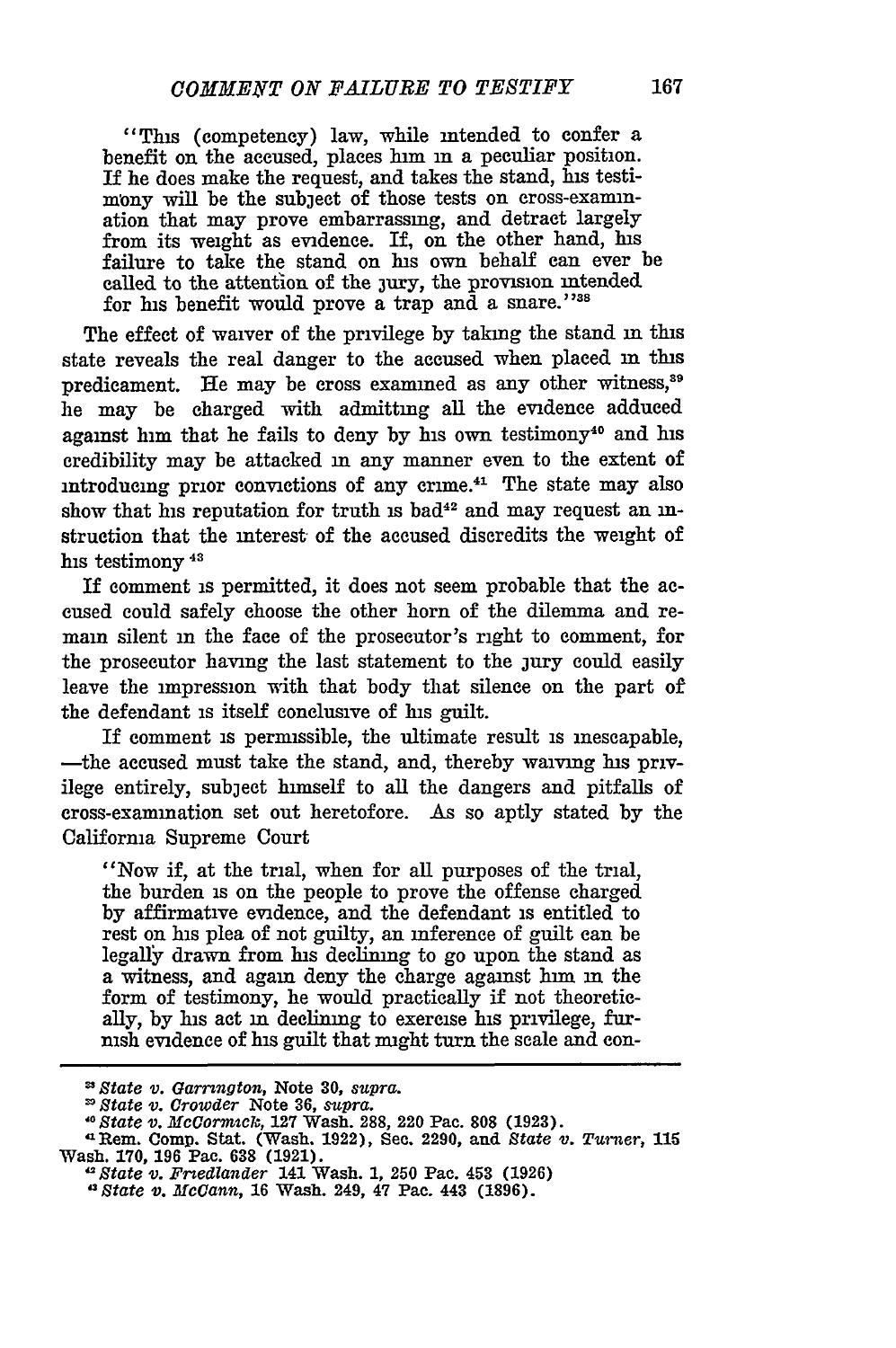"This (competency) law, while intended to confer a benefit on the accused, places him in a peculiar position. If he does make the request, and takes the stand, his testimony will be the subject of those tests on cross-examination that may prove embarrassing, and detract largely from its weight as evidence. If, on the other hand, his failure to take the stand on his own behalf can ever be called to the attention of the jury, the provision intended for his benefit would prove a trap and a snare."[38]

The effect of waiver of the privilege by taking the stand in this state reveals the real danger to the accused when placed in this predicament. He may be cross examined as any other witness,[39] he may be charged with admitting all the evidence adduced against him that he fails to deny by his own testimony[40] and his credibility may be attacked in any manner even to the extent of introducing prior convictions of any crime.[41] The state may also show that his reputation for truth is bad[42] and may request an instruction that the interest of the accused discredits the weight of his testimony[43]

If comment is permitted, it does not seem probable that the accused could safely choose the other horn of the dilemma and remain silent in the face of the prosecutor's right to comment, for the prosecutor having the last statement to the jury could easily leave the impression with that body that silence on the part of the defendant is itself conclusive of his guilt.

If comment is permissible, the ultimate result is inescapable,—the accused must take the stand, and, thereby waiving his privilege entirely, subject himself to all the dangers and pitfalls of cross-examination set out heretofore. As so aptly stated by the California Supreme Court

"Now if, at the trial, when for all purposes of the trial, the burden is on the people to prove the offense charged by affirmative evidence, and the defendant is entitled to rest on his plea of not guilty, an inference of guilt can be legally drawn from his declining to go upon the stand as a witness, and again deny the charge against him in the form of testimony, he would practically if not theoretically, by his act in declining to exercise his privilege, furnish evidence of his guilt that might turn the scale and con-

---

[38] *State v. Carrington*, Note 30, *supra*.

[39] *State v. Crowder* Note 36, *supra*.

[40] *State v. McCormick*, 127 Wash. 288, 220 Pac. 808 (1923).

[41] Rem. Comp. Stat. (Wash. 1922), Sec. 2290, and *State v. Turner*, 115 Wash. 170, 196 Pac. 638 (1921).

[42] *State v. Friedlander* 141 Wash. 1, 250 Pac. 453 (1926)

[43] *State v. McCann*, 16 Wash. 249, 47 Pac. 443 (1896).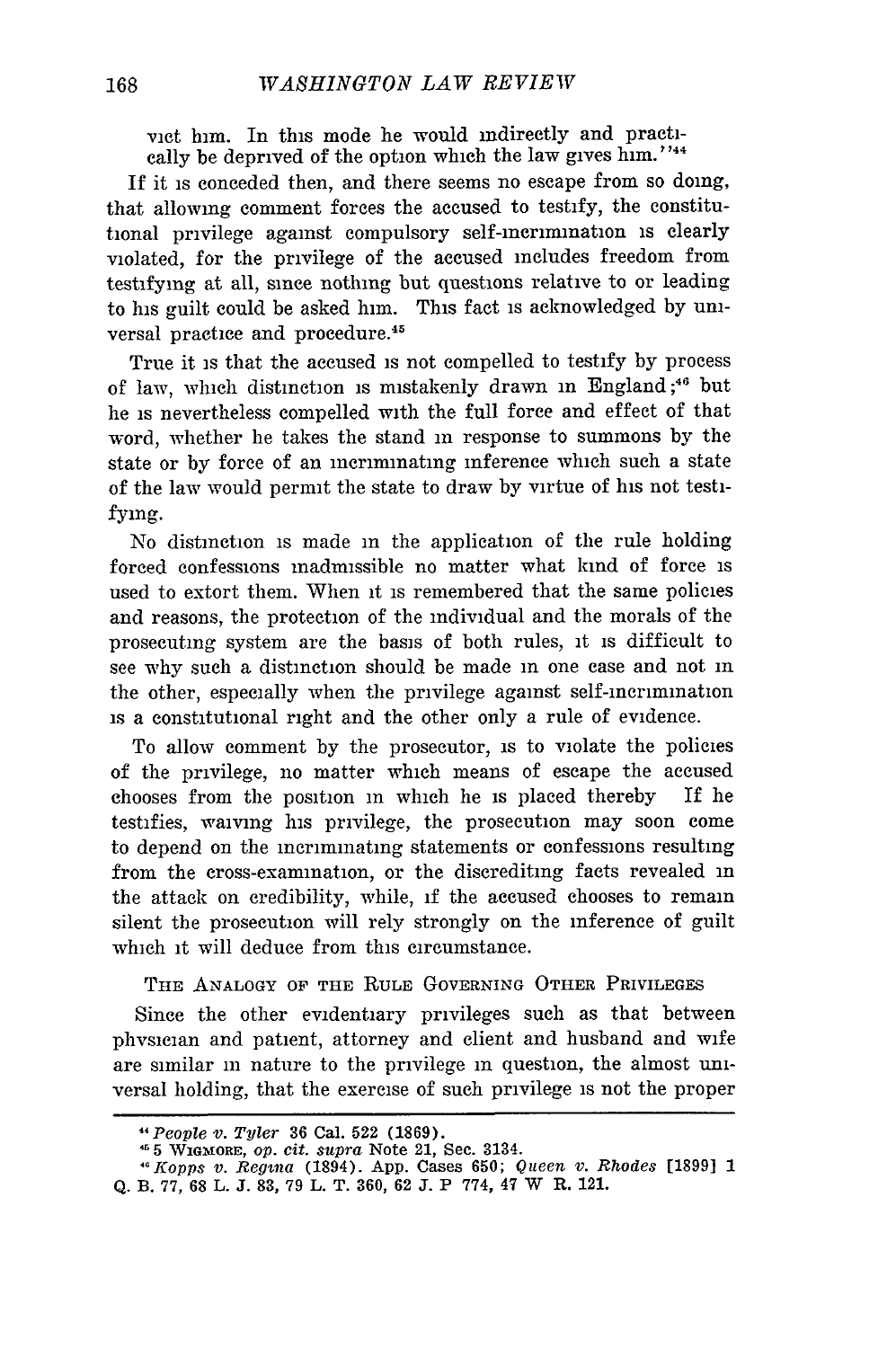vict him. In this mode he would indirectly and practically be deprived of the option which the law gives him."[44]

If it is conceded then, and there seems no escape from so doing, that allowing comment forces the accused to testify, the constitutional privilege against compulsory self-incrimination is clearly violated, for the privilege of the accused includes freedom from testifying at all, since nothing but questions relative to or leading to his guilt could be asked him. This fact is acknowledged by universal practice and procedure.[45]

True it is that the accused is not compelled to testify by process of law, which distinction is mistakenly drawn in England;[46] but he is nevertheless compelled with the full force and effect of that word, whether he takes the stand in response to summons by the state or by force of an incriminating inference which such a state of the law would permit the state to draw by virtue of his not testifying.

No distinction is made in the application of the rule holding forced confessions inadmissible no matter what kind of force is used to extort them. When it is remembered that the same policies and reasons, the protection of the individual and the morals of the prosecuting system are the basis of both rules, it is difficult to see why such a distinction should be made in one case and not in the other, especially when the privilege against self-incrimination is a constitutional right and the other only a rule of evidence.

To allow comment by the prosecutor, is to violate the policies of the privilege, no matter which means of escape the accused chooses from the position in which he is placed thereby If he testifies, waiving his privilege, the prosecution may soon come to depend on the incriminating statements or confessions resulting from the cross-examination, or the discrediting facts revealed in the attack on credibility, while, if the accused chooses to remain silent the prosecution will rely strongly on the inference of guilt which it will deduce from this circumstance.

THE ANALOGY OF THE RULE GOVERNING OTHER PRIVILEGES

Since the other evidentiary privileges such as that between physician and patient, attorney and client and husband and wife are similar in nature to the privilege in question, the almost universal holding, that the exercise of such privilege is not the proper

---

[44] *People v. Tyler* 36 Cal. 522 (1869).

[45] 5 WIGMORE, *op. cit. supra* Note 21, Sec. 3134.

[46] *Kopps v. Regina* (1894). App. Cases 650; *Queen v. Rhodes* [1899] 1 Q. B. 77, 68 L. J. 83, 79 L. T. 360, 62 J. P 774, 47 W R. 121.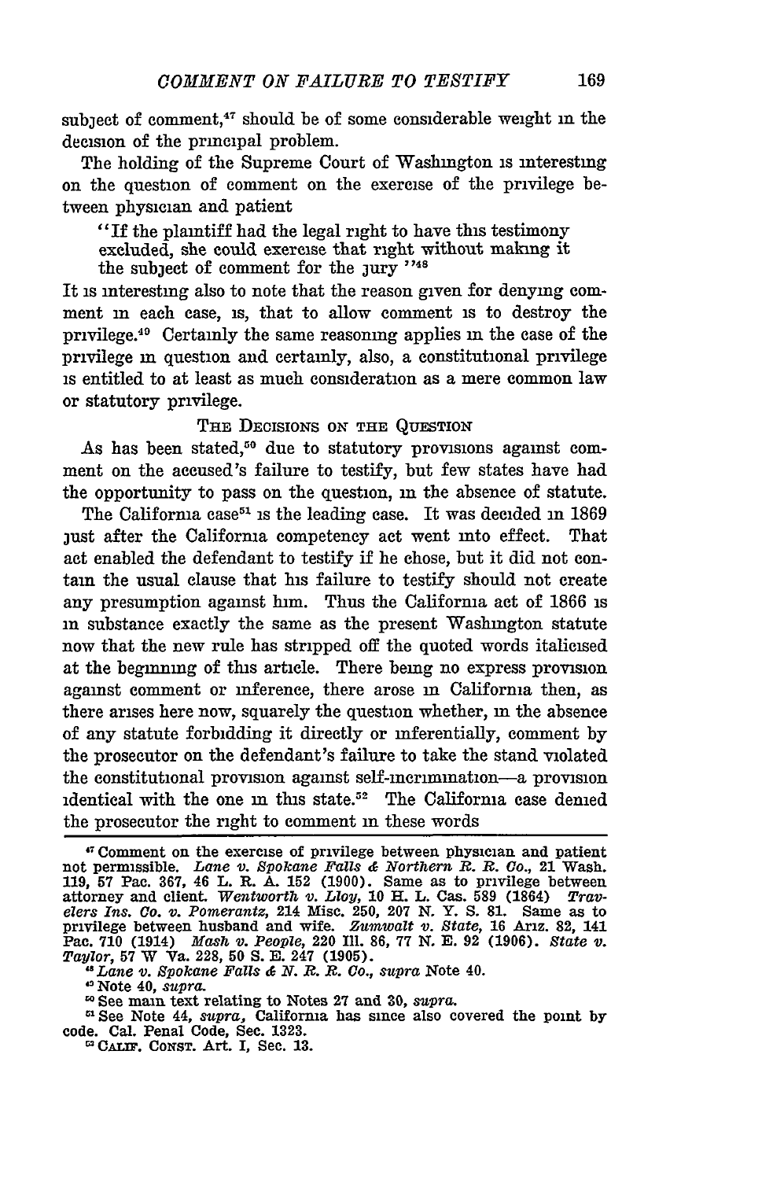subject of comment,[47] should be of some considerable weight in the decision of the principal problem.

The holding of the Supreme Court of Washington is interesting on the question of comment on the exercise of the privilege between physician and patient

> "If the plaintiff had the legal right to have this testimony excluded, she could exercise that right without making it the subject of comment for the jury "[48]

It is interesting also to note that the reason given for denying comment in each case, is, that to allow comment is to destroy the privilege.[49] Certainly the same reasoning applies in the case of the privilege in question and certainly, also, a constitutional privilege is entitled to at least as much consideration as a mere common law or statutory privilege.

## THE DECISIONS ON THE QUESTION

As has been stated,[50] due to statutory provisions against comment on the accused's failure to testify, but few states have had the opportunity to pass on the question, in the absence of statute.

The California case[51] is the leading case. It was decided in 1869 just after the California competency act went into effect. That act enabled the defendant to testify if he chose, but it did not contain the usual clause that his failure to testify should not create any presumption against him. Thus the California act of 1866 is in substance exactly the same as the present Washington statute now that the new rule has stripped off the quoted words italicised at the beginning of this article. There being no express provision against comment or inference, there arose in California then, as there arises here now, squarely the question whether, in the absence of any statute forbidding it directly or inferentially, comment by the prosecutor on the defendant's failure to take the stand violated the constitutional provision against self-incrimination—a provision identical with the one in this state.[52] The California case denied the prosecutor the right to comment in these words

---

[47] Comment on the exercise of privilege between physician and patient not permissible. *Lane v. Spokane Falls & Northern R. R. Co.*, 21 Wash. 119, 57 Pac. 367, 46 L. R. A. 152 (1900). Same as to privilege between attorney and client. *Wentworth v. Lloy*, 10 H. L. Cas. 589 (1864) *Travelers Ins. Co. v. Pomerantz*, 214 Misc. 250, 207 N. Y. S. 81. Same as to privilege between husband and wife. *Zumwalt v. State*, 16 Ariz. 82, 141 Pac. 710 (1914) *Mash v. People*, 220 Ill. 86, 77 N. E. 92 (1906). *State v. Taylor*, 57 W Va. 228, 50 S. E. 247 (1905).

[48] *Lane v. Spokane Falls & N. R. R. Co., supra* Note 40.

[49] Note 40, *supra.*

[50] See main text relating to Notes 27 and 30, *supra.*

[51] See Note 44, *supra*, California has since also covered the point by code. Cal. Penal Code, Sec. 1323.

[52] CALIF. CONST. Art. I, Sec. 13.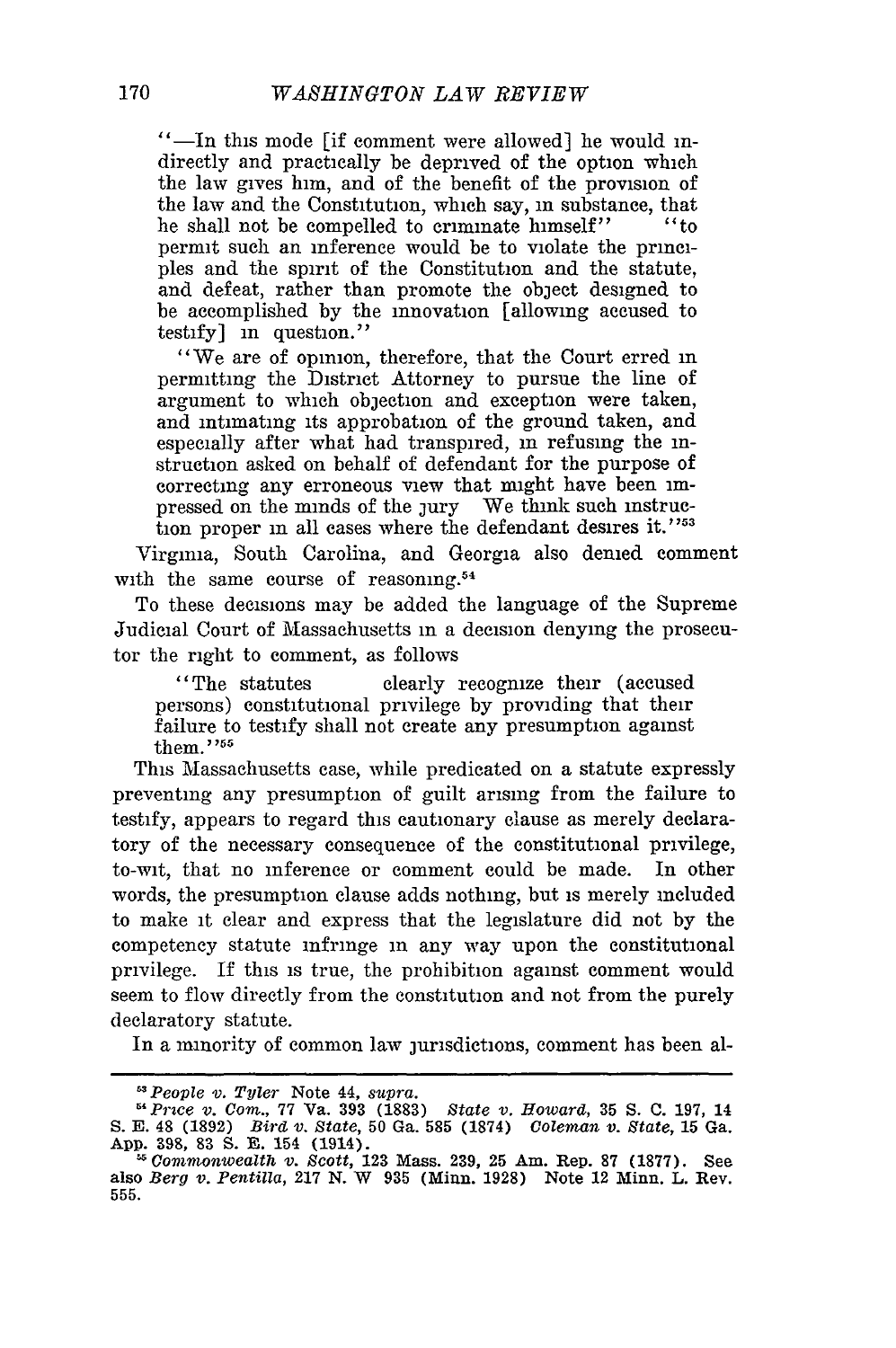"—In this mode [if comment were allowed] he would indirectly and practically be deprived of the option which the law gives him, and of the benefit of the provision of the law and the Constitution, which say, in substance, that he shall not be compelled to criminate himself" "to permit such an inference would be to violate the principles and the spirit of the Constitution and the statute, and defeat, rather than promote the object designed to be accomplished by the innovation [allowing accused to testify] in question."

"We are of opinion, therefore, that the Court erred in permitting the District Attorney to pursue the line of argument to which objection and exception were taken, and intimating its approbation of the ground taken, and especially after what had transpired, in refusing the instruction asked on behalf of defendant for the purpose of correcting any erroneous view that might have been impressed on the minds of the jury We think such instruction proper in all cases where the defendant desires it."[53]

Virginia, South Carolina, and Georgia also denied comment with the same course of reasoning.[54]

To these decisions may be added the language of the Supreme Judicial Court of Massachusetts in a decision denying the prosecutor the right to comment, as follows

"The statutes clearly recognize their (accused persons) constitutional privilege by providing that their failure to testify shall not create any presumption against them."[55]

This Massachusetts case, while predicated on a statute expressly preventing any presumption of guilt arising from the failure to testify, appears to regard this cautionary clause as merely declaratory of the necessary consequence of the constitutional privilege, to-wit, that no inference or comment could be made. In other words, the presumption clause adds nothing, but is merely included to make it clear and express that the legislature did not by the competency statute infringe in any way upon the constitutional privilege. If this is true, the prohibition against comment would seem to flow directly from the constitution and not from the purely declaratory statute.

In a minority of common law jurisdictions, comment has been al-

---

[53] *People v. Tyler* Note 44, *supra.*

[54] *Price v. Com.*, 77 Va. 393 (1883) *State v. Howard*, 35 S. C. 197, 14 S. E. 48 (1892) *Bird v. State*, 50 Ga. 585 (1874) *Coleman v. State*, 15 Ga. App. 398, 83 S. E. 154 (1914).

[55] *Commonwealth v. Scott*, 123 Mass. 239, 25 Am. Rep. 87 (1877). See also *Berg v. Pentilla*, 217 N. W 935 (Minn. 1928) Note 12 Minn. L. Rev. 555.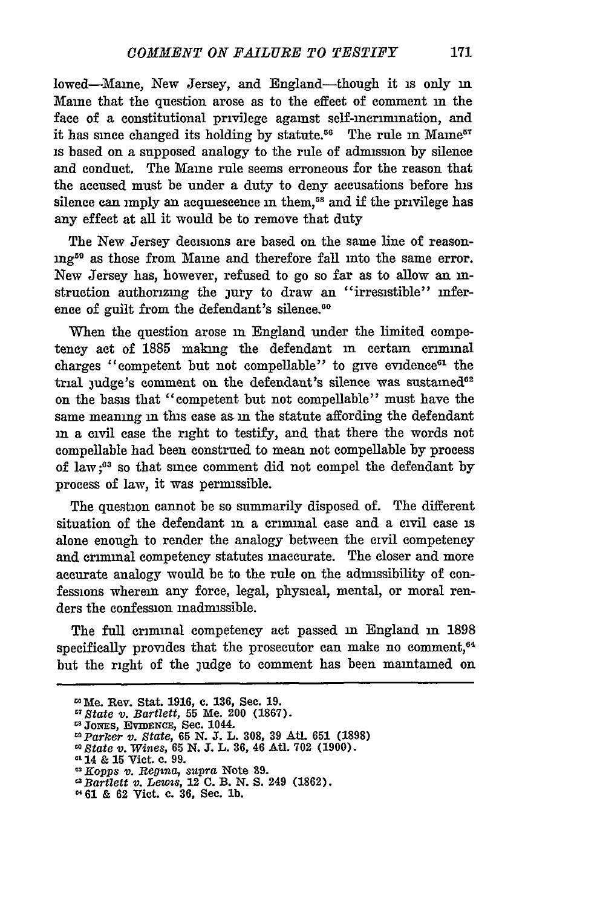lowed—Maine, New Jersey, and England—though it is only in Maine that the question arose as to the effect of comment in the face of a constitutional privilege against self-incrimination, and it has since changed its holding by statute.[56] The rule in Maine[57] is based on a supposed analogy to the rule of admission by silence and conduct. The Maine rule seems erroneous for the reason that the accused must be under a duty to deny accusations before his silence can imply an acquiescence in them,[58] and if the privilege has any effect at all it would be to remove that duty

The New Jersey decisions are based on the same line of reasoning[59] as those from Maine and therefore fall into the same error. New Jersey has, however, refused to go so far as to allow an instruction authorizing the jury to draw an "irresistible" inference of guilt from the defendant's silence.[60]

When the question arose in England under the limited competency act of 1885 making the defendant in certain criminal charges "competent but not compellable" to give evidence[61] the trial judge's comment on the defendant's silence was sustained[62] on the basis that "competent but not compellable" must have the same meaning in this case as in the statute affording the defendant in a civil case the right to testify, and that there the words not compellable had been construed to mean not compellable by process of law;[63] so that since comment did not compel the defendant by process of law, it was permissible.

The question cannot be so summarily disposed of. The different situation of the defendant in a criminal case and a civil case is alone enough to render the analogy between the civil competency and criminal competency statutes inaccurate. The closer and more accurate analogy would be to the rule on the admissibility of confessions wherein any force, legal, physical, mental, or moral renders the confession inadmissible.

The full criminal competency act passed in England in 1898 specifically provides that the prosecutor can make no comment,[64] but the right of the judge to comment has been maintained on

---

[56] Me. Rev. Stat. 1916, c. 136, Sec. 19.

[57] *State v. Bartlett*, 55 Me. 200 (1867).

[58] Jones, Evidence, Sec. 1044.

[59] *Parker v. State*, 65 N. J. L. 308, 39 Atl. 651 (1898)

[60] *State v. Wines*, 65 N. J. L. 36, 46 Atl. 702 (1900).

[61] 14 & 15 Vict. c. 99.

[62] *Kopps v. Regina, supra* Note 39.

[63] *Bartlett v. Lewis*, 12 C. B. N. S. 249 (1862).

[64] 61 & 62 Vict. c. 36, Sec. 1b.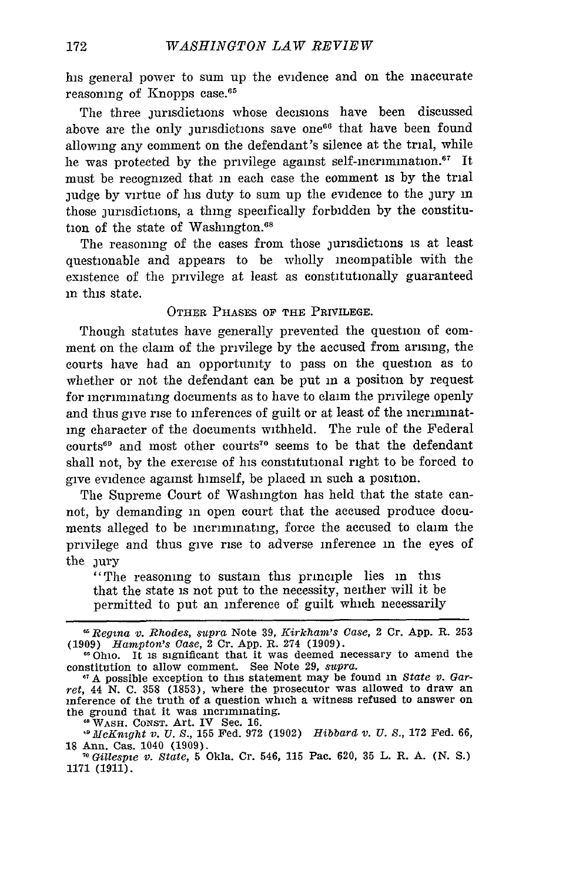his general power to sum up the evidence and on the inaccurate reasoning of Knopps case.[65]

The three jurisdictions whose decisions have been discussed above are the only jurisdictions save one[66] that have been found allowing any comment on the defendant's silence at the trial, while he was protected by the privilege against self-incrimination.[67] It must be recognized that in each case the comment is by the trial judge by virtue of his duty to sum up the evidence to the jury in those jurisdictions, a thing specifically forbidden by the constitution of the state of Washington.[68]

The reasoning of the cases from those jurisdictions is at least questionable and appears to be wholly incompatible with the existence of the privilege at least as constitutionally guaranteed in this state.

## OTHER PHASES OF THE PRIVILEGE.

Though statutes have generally prevented the question of comment on the claim of the privilege by the accused from arising, the courts have had an opportunity to pass on the question as to whether or not the defendant can be put in a position by request for incriminating documents as to have to claim the privilege openly and thus give rise to inferences of guilt or at least of the incriminating character of the documents withheld. The rule of the Federal courts[69] and most other courts[70] seems to be that the defendant shall not, by the exercise of his constitutional right to be forced to give evidence against himself, be placed in such a position.

The Supreme Court of Washington has held that the state cannot, by demanding in open court that the accused produce documents alleged to be incriminating, force the accused to claim the privilege and thus give rise to adverse inference in the eyes of the jury

> "The reasoning to sustain this principle lies in this that the state is not put to the necessity, neither will it be permitted to put an inference of guilt which necessarily

---

[65] *Regina v. Rhodes, supra* Note 39, *Kirkham's Case*, 2 Cr. App. R. 253 (1909) *Hampton's Case*, 2 Cr. App. R. 274 (1909).

[66] Ohio. It is significant that it was deemed necessary to amend the constitution to allow comment. See Note 29, *supra*.

[67] A possible exception to this statement may be found in *State v. Garret*, 44 N. C. 358 (1853), where the prosecutor was allowed to draw an inference of the truth of a question which a witness refused to answer on the ground that it was incriminating.

[68] WASH. CONST. Art. IV Sec. 16.

[69] *McKnight v. U. S.*, 155 Fed. 972 (1902) *Hibbard v. U. S.*, 172 Fed. 66, 18 Ann. Cas. 1040 (1909).

[70] *Gillespie v. State*, 5 Okla. Cr. 546, 115 Pac. 620, 35 L. R. A. (N. S.) 1171 (1911).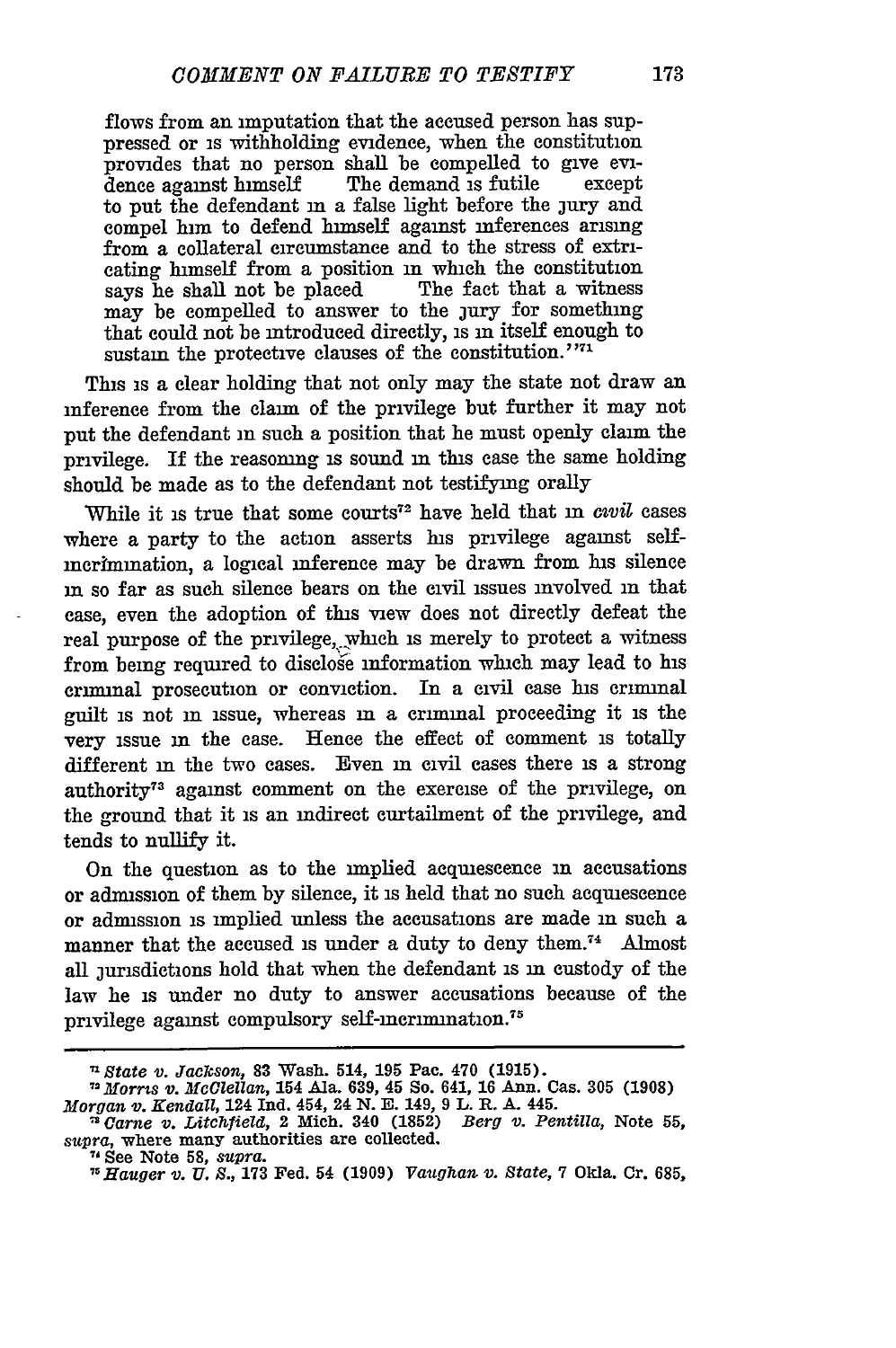flows from an imputation that the accused person has suppressed or is withholding evidence, when the constitution provides that no person shall be compelled to give evidence against himself The demand is futile except to put the defendant in a false light before the jury and compel him to defend himself against inferences arising from a collateral circumstance and to the stress of extricating himself from a position in which the constitution says he shall not be placed The fact that a witness may be compelled to answer to the jury for something that could not be introduced directly, is in itself enough to sustain the protective clauses of the constitution.'"[71]

This is a clear holding that not only may the state not draw an inference from the claim of the privilege but further it may not put the defendant in such a position that he must openly claim the privilege. If the reasoning is sound in this case the same holding should be made as to the defendant not testifying orally

While it is true that some courts[72] have held that in *civil* cases where a party to the action asserts his privilege against self-incrimination, a logical inference may be drawn from his silence in so far as such silence bears on the civil issues involved in that case, even the adoption of this view does not directly defeat the real purpose of the privilege, which is merely to protect a witness from being required to disclose information which may lead to his criminal prosecution or conviction. In a civil case his criminal guilt is not in issue, whereas in a criminal proceeding it is the very issue in the case. Hence the effect of comment is totally different in the two cases. Even in civil cases there is a strong authority[73] against comment on the exercise of the privilege, on the ground that it is an indirect curtailment of the privilege, and tends to nullify it.

On the question as to the implied acquiescence in accusations or admission of them by silence, it is held that no such acquiescence or admission is implied unless the accusations are made in such a manner that the accused is under a duty to deny them.[74] Almost all jurisdictions hold that when the defendant is in custody of the law he is under no duty to answer accusations because of the privilege against compulsory self-incrimination.[75]

---

[71] *State v. Jackson*, 83 Wash. 514, 195 Pac. 470 (1915).

[72] *Morris v. McClellan*, 154 Ala. 639, 45 So. 641, 16 Ann. Cas. 305 (1908) *Morgan v. Kendall*, 124 Ind. 454, 24 N. E. 149, 9 L. R. A. 445.

[73] *Carne v. Litchfield*, 2 Mich. 340 (1852) *Berg v. Pentilla*, Note 55, *supra*, where many authorities are collected.

[74] See Note 58, *supra*.

[75] *Hauger v. U. S.*, 173 Fed. 54 (1909) *Vaughan v. State*, 7 Okla. Cr. 685,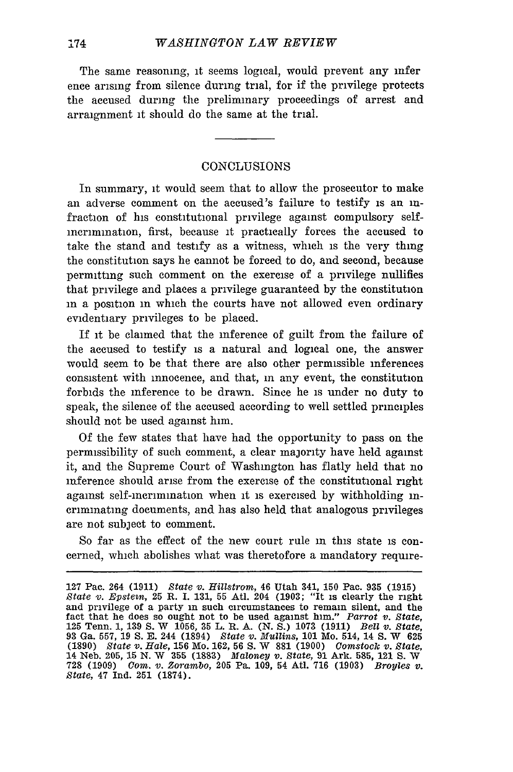The same reasoning, it seems logical, would prevent any inference arising from silence during trial, for if the privilege protects the accused during the preliminary proceedings of arrest and arraignment it should do the same at the trial.

---

## CONCLUSIONS

In summary, it would seem that to allow the prosecutor to make an adverse comment on the accused's failure to testify is an infraction of his constitutional privilege against compulsory self-incrimination, first, because it practically forces the accused to take the stand and testify as a witness, which is the very thing the constitution says he cannot be forced to do, and second, because permitting such comment on the exercise of a privilege nullifies that privilege and places a privilege guaranteed by the constitution in a position in which the courts have not allowed even ordinary evidentiary privileges to be placed.

If it be claimed that the inference of guilt from the failure of the accused to testify is a natural and logical one, the answer would seem to be that there are also other permissible inferences consistent with innocence, and that, in any event, the constitution forbids the inference to be drawn. Since he is under no duty to speak, the silence of the accused according to well settled principles should not be used against him.

Of the few states that have had the opportunity to pass on the permissibility of such comment, a clear majority have held against it, and the Supreme Court of Washington has flatly held that no inference should arise from the exercise of the constitutional right against self-incrimination when it is exercised by withholding incriminating documents, and has also held that analogous privileges are not subject to comment.

So far as the effect of the new court rule in this state is concerned, which abolishes what was theretofore a mandatory require-

---

127 Pac. 264 (1911) *State v. Hillstrom*, 46 Utah 341, 150 Pac. 935 (1915) *State v. Epstein*, 25 R. I. 131, 55 Atl. 204 (1903; "It is clearly the right and privilege of a party in such circumstances to remain silent, and the fact that he does so ought not to be used against him." *Parrot v. State*, 125 Tenn. 1, 139 S. W 1056, 35 L. R. A. (N. S.) 1073 (1911) *Bell v. State*, 93 Ga. 557, 19 S. E. 244 (1894) *State v. Mullins*, 101 Mo. 514, 14 S. W 625 (1890) *State v. Hale*, 156 Mo. 162, 56 S. W 881 (1900) *Comstock v. State*, 14 Neb. 205, 15 N. W 355 (1883) *Maloney v. State*, 91 Ark. 585, 121 S. W 728 (1909) *Com. v. Zorambo*, 205 Pa. 109, 54 Atl. 716 (1903) *Broyles v. State*, 47 Ind. 251 (1874).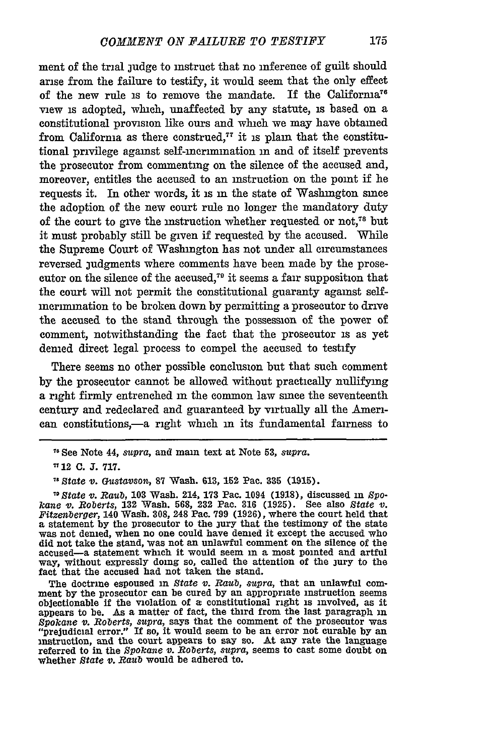ment of the trial judge to instruct that no inference of guilt should arise from the failure to testify, it would seem that the only effect of the new rule is to remove the mandate. If the California[76] view is adopted, which, unaffected by any statute, is based on a constitutional provision like ours and which we may have obtained from California as there construed,[77] it is plain that the constitutional privilege against self-incrimination in and of itself prevents the prosecutor from commenting on the silence of the accused and, moreover, entitles the accused to an instruction on the point if he requests it. In other words, it is in the state of Washington since the adoption of the new court rule no longer the mandatory duty of the court to give the instruction whether requested or not,[78] but it must probably still be given if requested by the accused. While the Supreme Court of Washington has not under all circumstances reversed judgments where comments have been made by the prosecutor on the silence of the accused,[79] it seems a fair supposition that the court will not permit the constitutional guaranty against self-incrimination to be broken down by permitting a prosecutor to drive the accused to the stand through the possession of the power of comment, notwithstanding the fact that the prosecutor is as yet denied direct legal process to compel the accused to testify

There seems no other possible conclusion but that such comment by the prosecutor cannot be allowed without practically nullifying a right firmly entrenched in the common law since the seventeenth century and redeclared and guaranteed by virtually all the American constitutions,—a right which in its fundamental fairness to

---

[76] See Note 44, *supra*, and main text at Note 53, *supra*.

[77] 12 C. J. 717.

[78] *State v. Gustavson*, 87 Wash. 613, 152 Pac. 335 (1915).

[79] *State v. Raub*, 103 Wash. 214, 173 Pac. 1094 (1918), discussed in *Spokane v. Roberts*, 132 Wash. 568, 232 Pac. 316 (1925). See also *State v. Fitzenberger*, 140 Wash. 308, 248 Pac. 799 (1926), where the court held that a statement by the prosecutor to the jury that the testimony of the state was not denied, when no one could have denied it except the accused who did not take the stand, was not an unlawful comment on the silence of the accused—a statement which it would seem in a most pointed and artful way, without expressly doing so, called the attention of the jury to the fact that the accused had not taken the stand.

The doctrine espoused in *State v. Raub*, *supra*, that an unlawful comment by the prosecutor can be cured by an appropriate instruction seems objectionable if the violation of a constitutional right is involved, as it appears to be. As a matter of fact, the third from the last paragraph in *Spokane v. Roberts*, *supra*, says that the comment of the prosecutor was "prejudicial error." If so, it would seem to be an error not curable by an instruction, and the court appears to say so. At any rate the language referred to in the *Spokane v. Roberts*, *supra*, seems to cast some doubt on whether *State v. Raub* would be adhered to.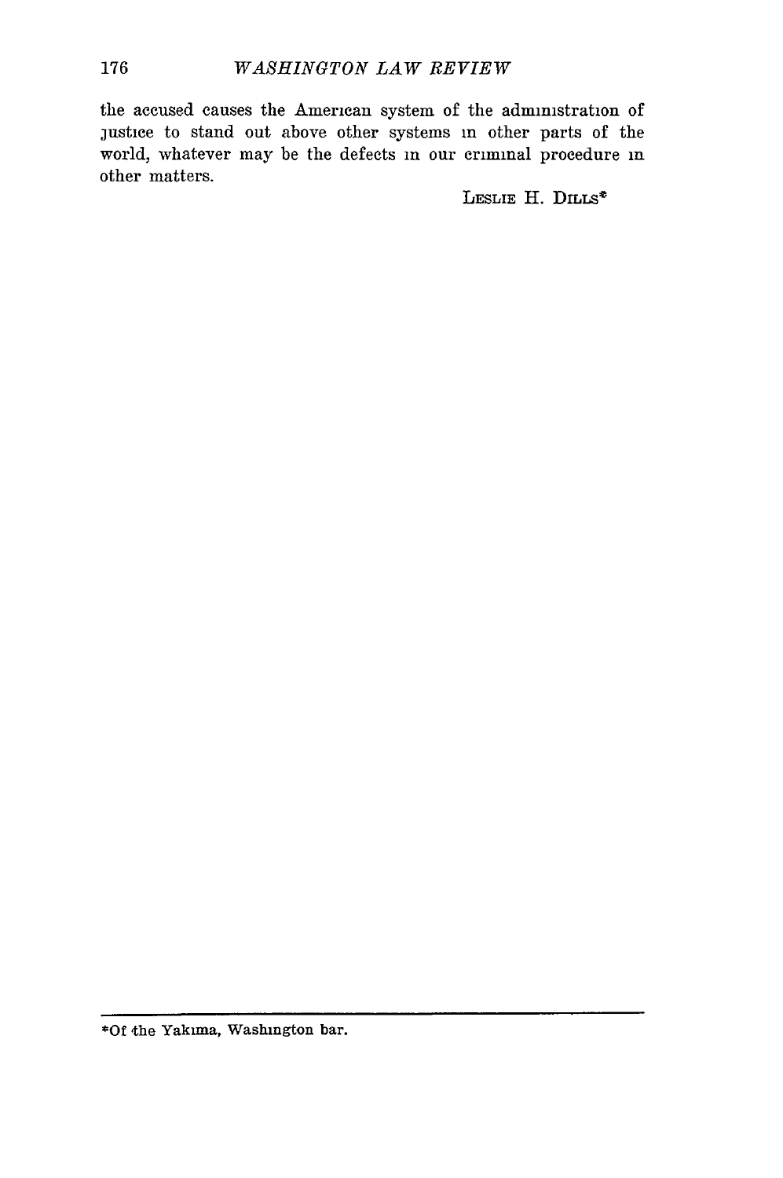the accused causes the American system of the administration of justice to stand out above other systems in other parts of the world, whatever may be the defects in our criminal procedure in other matters.

LESLIE H. DILLS*

---

*Of the Yakima, Washington bar.